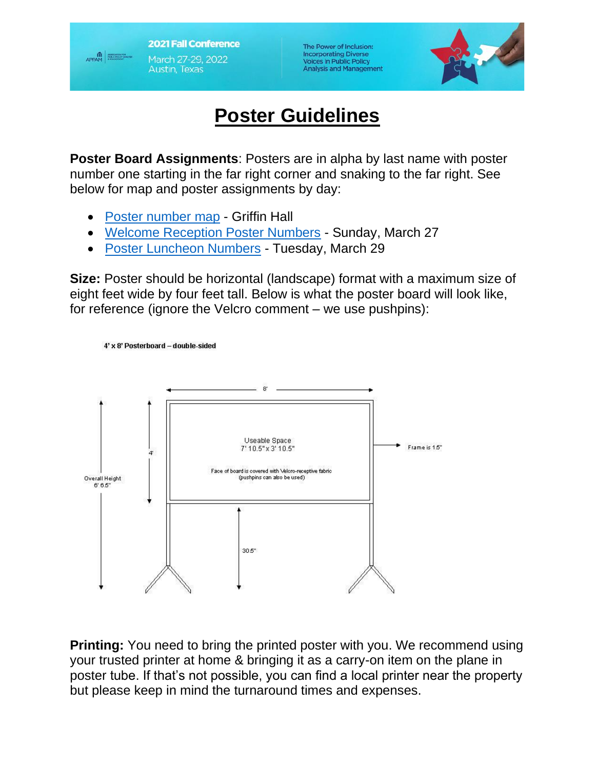2021 Fall Conference
March 27-29, 2022
Austin, Texas

The Power of Inclusion: Incorporating Diverse Voices in Public Policy Analysis and Management

# Poster Guidelines

**Poster Board Assignments**: Posters are in alpha by last name with poster number one starting in the far right corner and snaking to the far right. See below for map and poster assignments by day:

- Poster number map - Griffin Hall
- Welcome Reception Poster Numbers - Sunday, March 27
- Poster Luncheon Numbers - Tuesday, March 29

**Size:** Poster should be horizontal (landscape) format with a maximum size of eight feet wide by four feet tall. Below is what the poster board will look like, for reference (ignore the Velcro comment – we use pushpins):

4' x 8' Posterboard – double-sided

8'

4'

Overall Height 6' 6.5"

Useable Space 7' 10.5" x 3' 10.5"

Face of board is covered with Velcro-receptive fabric (pushpins can also be used)

Frame is 1.5"

30.5"

**Printing:** You need to bring the printed poster with you. We recommend using your trusted printer at home & bringing it as a carry-on item on the plane in poster tube. If that's not possible, you can find a local printer near the property but please keep in mind the turnaround times and expenses.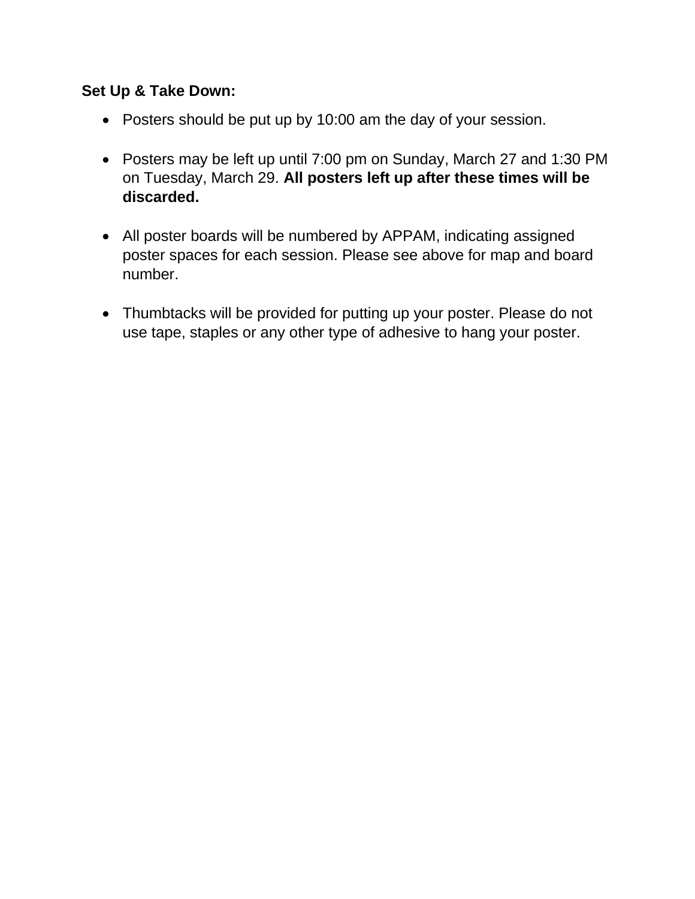**Set Up & Take Down:**

- Posters should be put up by 10:00 am the day of your session.
- Posters may be left up until 7:00 pm on Sunday, March 27 and 1:30 PM on Tuesday, March 29. **All posters left up after these times will be discarded.**
- All poster boards will be numbered by APPAM, indicating assigned poster spaces for each session. Please see above for map and board number.
- Thumbtacks will be provided for putting up your poster. Please do not use tape, staples or any other type of adhesive to hang your poster.